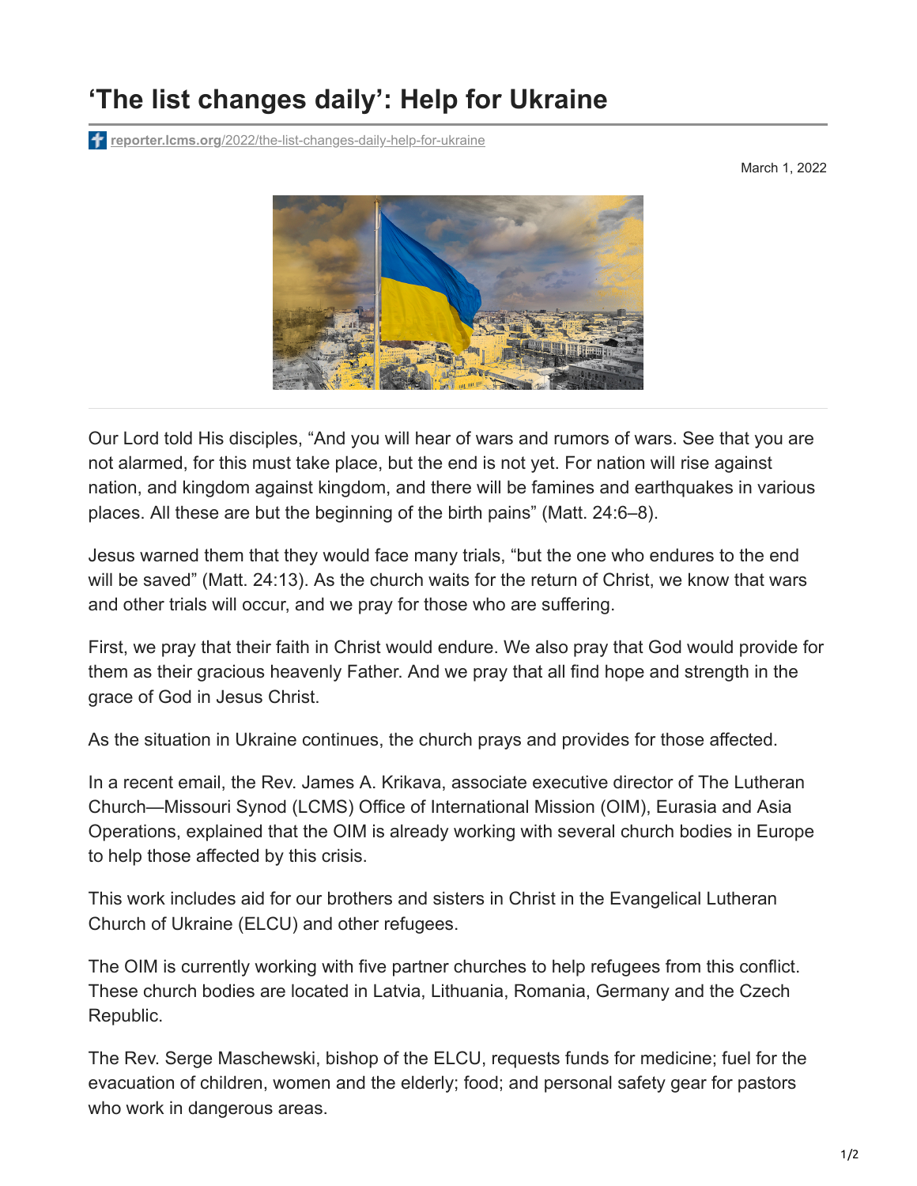# ‘The list changes daily’: Help for Ukraine

reporter.lcms.org/2022/the-list-changes-daily-help-for-ukraine

March 1, 2022

Our Lord told His disciples, “And you will hear of wars and rumors of wars. See that you are not alarmed, for this must take place, but the end is not yet. For nation will rise against nation, and kingdom against kingdom, and there will be famines and earthquakes in various places. All these are but the beginning of the birth pains” (Matt. 24:6–8).

Jesus warned them that they would face many trials, “but the one who endures to the end will be saved” (Matt. 24:13). As the church waits for the return of Christ, we know that wars and other trials will occur, and we pray for those who are suffering.

First, we pray that their faith in Christ would endure. We also pray that God would provide for them as their gracious heavenly Father. And we pray that all find hope and strength in the grace of God in Jesus Christ.

As the situation in Ukraine continues, the church prays and provides for those affected.

In a recent email, the Rev. James A. Krikava, associate executive director of The Lutheran Church—Missouri Synod (LCMS) Office of International Mission (OIM), Eurasia and Asia Operations, explained that the OIM is already working with several church bodies in Europe to help those affected by this crisis.

This work includes aid for our brothers and sisters in Christ in the Evangelical Lutheran Church of Ukraine (ELCU) and other refugees.

The OIM is currently working with five partner churches to help refugees from this conflict. These church bodies are located in Latvia, Lithuania, Romania, Germany and the Czech Republic.

The Rev. Serge Maschewski, bishop of the ELCU, requests funds for medicine; fuel for the evacuation of children, women and the elderly; food; and personal safety gear for pastors who work in dangerous areas.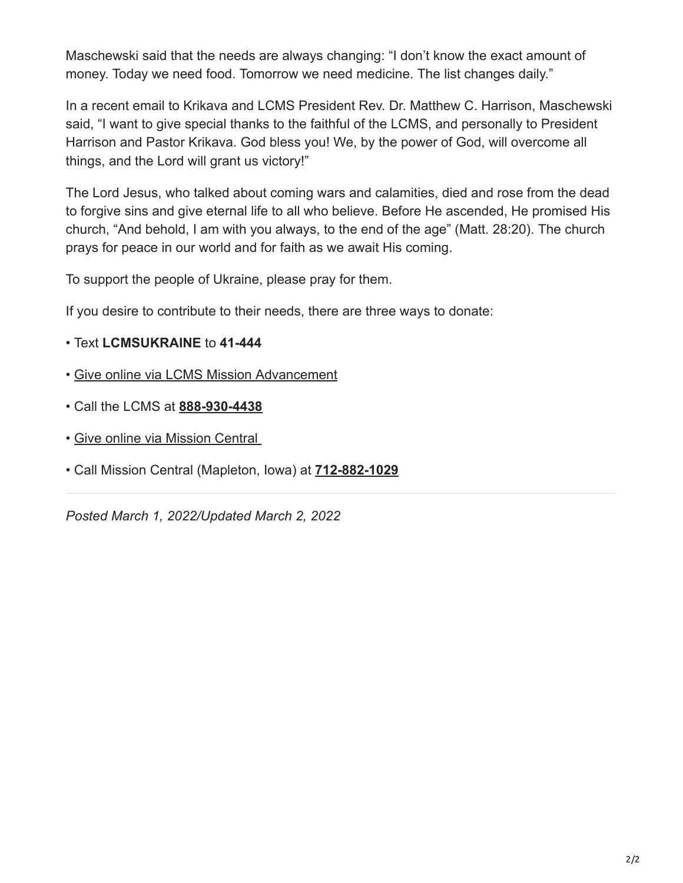Maschewski said that the needs are always changing: "I don't know the exact amount of money. Today we need food. Tomorrow we need medicine. The list changes daily."

In a recent email to Krikava and LCMS President Rev. Dr. Matthew C. Harrison, Maschewski said, "I want to give special thanks to the faithful of the LCMS, and personally to President Harrison and Pastor Krikava. God bless you! We, by the power of God, will overcome all things, and the Lord will grant us victory!"

The Lord Jesus, who talked about coming wars and calamities, died and rose from the dead to forgive sins and give eternal life to all who believe. Before He ascended, He promised His church, "And behold, I am with you always, to the end of the age" (Matt. 28:20). The church prays for peace in our world and for faith as we await His coming.

To support the people of Ukraine, please pray for them.

If you desire to contribute to their needs, there are three ways to donate:

- Text **LCMSUKRAINE** to **41-444**
- Give online via LCMS Mission Advancement
- Call the LCMS at **888-930-4438**
- Give online via Mission Central
- Call Mission Central (Mapleton, Iowa) at **712-882-1029**

---

*Posted March 1, 2022/Updated March 2, 2022*